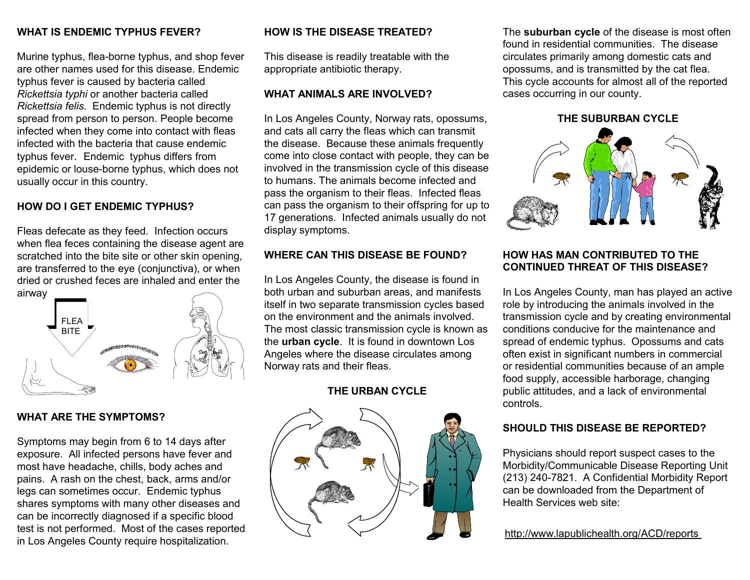## WHAT IS ENDEMIC TYPHUS FEVER?

Murine typhus, flea-borne typhus, and shop fever are other names used for this disease. Endemic typhus fever is caused by bacteria called *Rickettsia typhi* or another bacteria called *Rickettsia felis*. Endemic typhus is not directly spread from person to person. People become infected when they come into contact with fleas infected with the bacteria that cause endemic typhus fever. Endemic typhus differs from epidemic or louse-borne typhus, which does not usually occur in this country.

## HOW DO I GET ENDEMIC TYPHUS?

Fleas defecate as they feed. Infection occurs when flea feces containing the disease agent are scratched into the bite site or other skin opening, are transferred to the eye (conjunctiva), or when dried or crushed feces are inhaled and enter the airway

FLEA BITE

## WHAT ARE THE SYMPTOMS?

Symptoms may begin from 6 to 14 days after exposure. All infected persons have fever and most have headache, chills, body aches and pains. A rash on the chest, back, arms and/or legs can sometimes occur. Endemic typhus shares symptoms with many other diseases and can be incorrectly diagnosed if a specific blood test is not performed. Most of the cases reported in Los Angeles County require hospitalization.

## HOW IS THE DISEASE TREATED?

This disease is readily treatable with the appropriate antibiotic therapy.

## WHAT ANIMALS ARE INVOLVED?

In Los Angeles County, Norway rats, opossums, and cats all carry the fleas which can transmit the disease. Because these animals frequently come into close contact with people, they can be involved in the transmission cycle of this disease to humans. The animals become infected and pass the organism to their fleas. Infected fleas can pass the organism to their offspring for up to 17 generations. Infected animals usually do not display symptoms.

## WHERE CAN THIS DISEASE BE FOUND?

In Los Angeles County, the disease is found in both urban and suburban areas, and manifests itself in two separate transmission cycles based on the environment and the animals involved. The most classic transmission cycle is known as the **urban cycle**. It is found in downtown Los Angeles where the disease circulates among Norway rats and their fleas.

### THE URBAN CYCLE

The **suburban cycle** of the disease is most often found in residential communities. The disease circulates primarily among domestic cats and opossums, and is transmitted by the cat flea. This cycle accounts for almost all of the reported cases occurring in our county.

### THE SUBURBAN CYCLE

## HOW HAS MAN CONTRIBUTED TO THE CONTINUED THREAT OF THIS DISEASE?

In Los Angeles County, man has played an active role by introducing the animals involved in the transmission cycle and by creating environmental conditions conducive for the maintenance and spread of endemic typhus. Opossums and cats often exist in significant numbers in commercial or residential communities because of an ample food supply, accessible harborage, changing public attitudes, and a lack of environmental controls.

## SHOULD THIS DISEASE BE REPORTED?

Physicians should report suspect cases to the Morbidity/Communicable Disease Reporting Unit (213) 240-7821. A Confidential Morbidity Report can be downloaded from the Department of Health Services web site:

http://www.lapublichealth.org/ACD/reports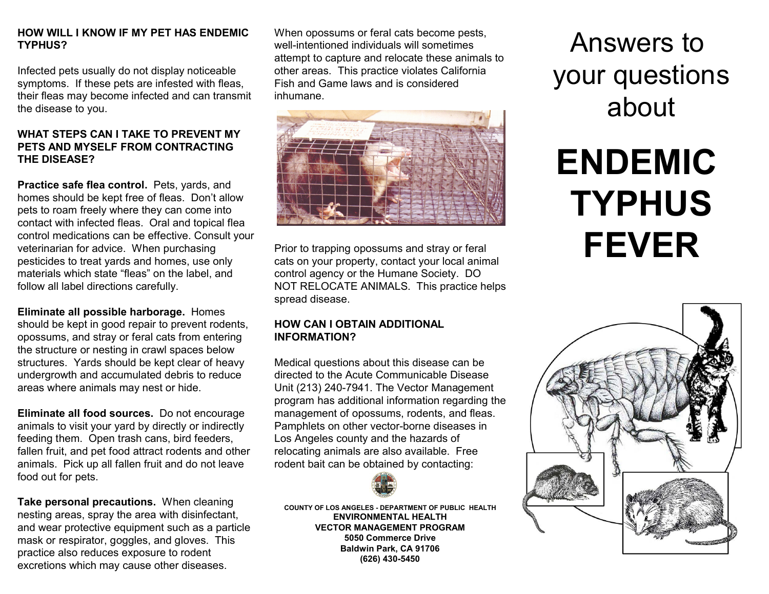**HOW WILL I KNOW IF MY PET HAS ENDEMIC TYPHUS?**

Infected pets usually do not display noticeable symptoms. If these pets are infested with fleas, their fleas may become infected and can transmit the disease to you.

**WHAT STEPS CAN I TAKE TO PREVENT MY PETS AND MYSELF FROM CONTRACTING THE DISEASE?**

**Practice safe flea control.** Pets, yards, and homes should be kept free of fleas. Don't allow pets to roam freely where they can come into contact with infected fleas. Oral and topical flea control medications can be effective. Consult your veterinarian for advice. When purchasing pesticides to treat yards and homes, use only materials which state "fleas" on the label, and follow all label directions carefully.

**Eliminate all possible harborage.** Homes should be kept in good repair to prevent rodents, opossums, and stray or feral cats from entering the structure or nesting in crawl spaces below structures. Yards should be kept clear of heavy undergrowth and accumulated debris to reduce areas where animals may nest or hide.

**Eliminate all food sources.** Do not encourage animals to visit your yard by directly or indirectly feeding them. Open trash cans, bird feeders, fallen fruit, and pet food attract rodents and other animals. Pick up all fallen fruit and do not leave food out for pets.

**Take personal precautions.** When cleaning nesting areas, spray the area with disinfectant, and wear protective equipment such as a particle mask or respirator, goggles, and gloves. This practice also reduces exposure to rodent excretions which may cause other diseases.

When opossums or feral cats become pests, well-intentioned individuals will sometimes attempt to capture and relocate these animals to other areas. This practice violates California Fish and Game laws and is considered inhumane.

Prior to trapping opossums and stray or feral cats on your property, contact your local animal control agency or the Humane Society. DO NOT RELOCATE ANIMALS. This practice helps spread disease.

**HOW CAN I OBTAIN ADDITIONAL INFORMATION?**

Medical questions about this disease can be directed to the Acute Communicable Disease Unit (213) 240-7941. The Vector Management program has additional information regarding the management of opossums, rodents, and fleas. Pamphlets on other vector-borne diseases in Los Angeles county and the hazards of relocating animals are also available. Free rodent bait can be obtained by contacting:

**COUNTY OF LOS ANGELES - DEPARTMENT OF PUBLIC HEALTH**
**ENVIRONMENTAL HEALTH**
**VECTOR MANAGEMENT PROGRAM**
**5050 Commerce Drive**
**Baldwin Park, CA 91706**
**(626) 430-5450**

# Answers to your questions about

# ENDEMIC TYPHUS FEVER